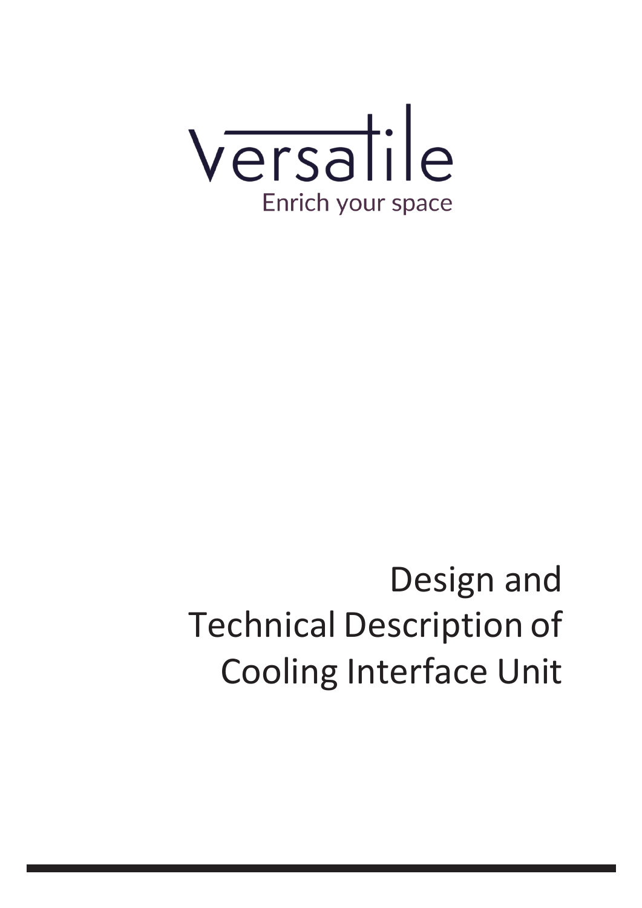Versatile

Enrich your space

# Design and Technical Description of Cooling Interface Unit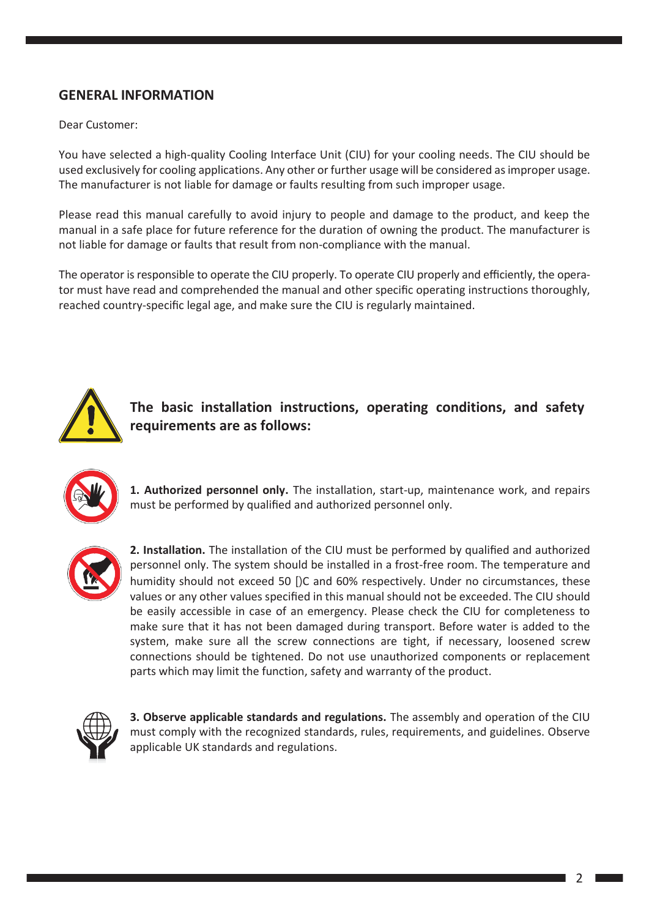## GENERAL INFORMATION

Dear Customer:

You have selected a high-quality Cooling Interface Unit (CIU) for your cooling needs. The CIU should be used exclusively for cooling applications. Any other or further usage will be considered as improper usage. The manufacturer is not liable for damage or faults resulting from such improper usage.

Please read this manual carefully to avoid injury to people and damage to the product, and keep the manual in a safe place for future reference for the duration of owning the product. The manufacturer is not liable for damage or faults that result from non-compliance with the manual.

The operator is responsible to operate the CIU properly. To operate CIU properly and efficiently, the operator must have read and comprehended the manual and other specific operating instructions thoroughly, reached country-specific legal age, and make sure the CIU is regularly maintained.

**The basic installation instructions, operating conditions, and safety requirements are as follows:**

**1. Authorized personnel only.** The installation, start-up, maintenance work, and repairs must be performed by qualified and authorized personnel only.

**2. Installation.** The installation of the CIU must be performed by qualified and authorized personnel only. The system should be installed in a frost-free room. The temperature and humidity should not exceed 50 []C and 60% respectively. Under no circumstances, these values or any other values specified in this manual should not be exceeded. The CIU should be easily accessible in case of an emergency. Please check the CIU for completeness to make sure that it has not been damaged during transport. Before water is added to the system, make sure all the screw connections are tight, if necessary, loosened screw connections should be tightened. Do not use unauthorized components or replacement parts which may limit the function, safety and warranty of the product.

**3. Observe applicable standards and regulations.** The assembly and operation of the CIU must comply with the recognized standards, rules, requirements, and guidelines. Observe applicable UK standards and regulations.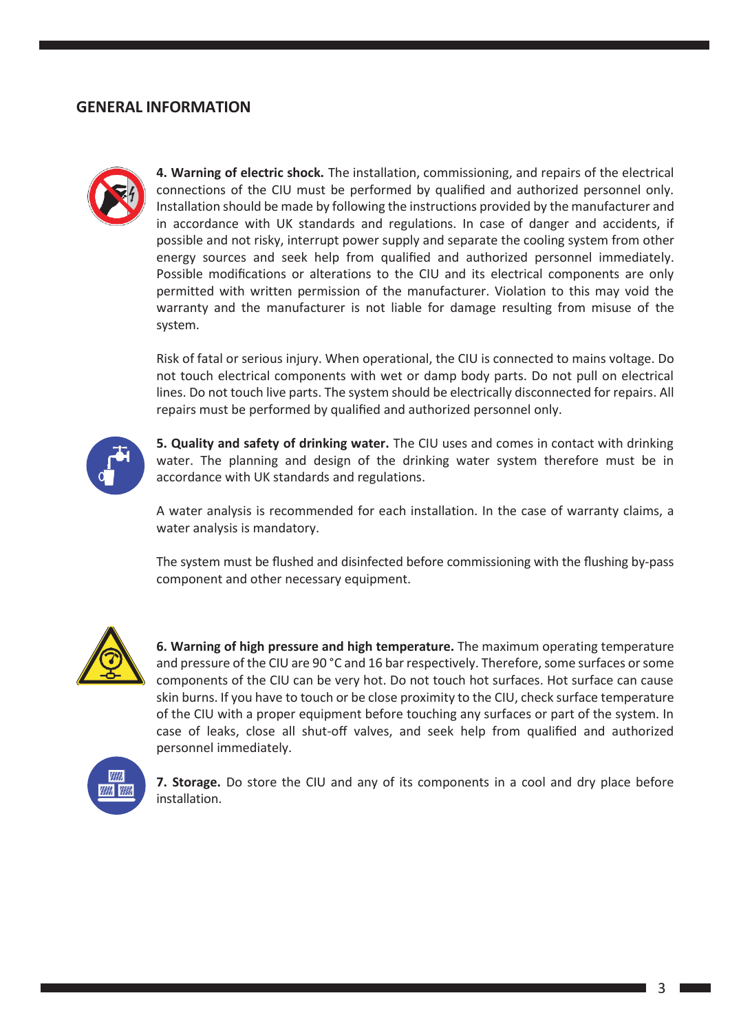## GENERAL INFORMATION

**4. Warning of electric shock.** The installation, commissioning, and repairs of the electrical connections of the CIU must be performed by qualified and authorized personnel only. Installation should be made by following the instructions provided by the manufacturer and in accordance with UK standards and regulations. In case of danger and accidents, if possible and not risky, interrupt power supply and separate the cooling system from other energy sources and seek help from qualified and authorized personnel immediately. Possible modifications or alterations to the CIU and its electrical components are only permitted with written permission of the manufacturer. Violation to this may void the warranty and the manufacturer is not liable for damage resulting from misuse of the system.

Risk of fatal or serious injury. When operational, the CIU is connected to mains voltage. Do not touch electrical components with wet or damp body parts. Do not pull on electrical lines. Do not touch live parts. The system should be electrically disconnected for repairs. All repairs must be performed by qualified and authorized personnel only.

**5. Quality and safety of drinking water.** The CIU uses and comes in contact with drinking water. The planning and design of the drinking water system therefore must be in accordance with UK standards and regulations.

A water analysis is recommended for each installation. In the case of warranty claims, a water analysis is mandatory.

The system must be flushed and disinfected before commissioning with the flushing by-pass component and other necessary equipment.

**6. Warning of high pressure and high temperature.** The maximum operating temperature and pressure of the CIU are 90 °C and 16 bar respectively. Therefore, some surfaces or some components of the CIU can be very hot. Do not touch hot surfaces. Hot surface can cause skin burns. If you have to touch or be close proximity to the CIU, check surface temperature of the CIU with a proper equipment before touching any surfaces or part of the system. In case of leaks, close all shut-off valves, and seek help from qualified and authorized personnel immediately.

**7. Storage.** Do store the CIU and any of its components in a cool and dry place before installation.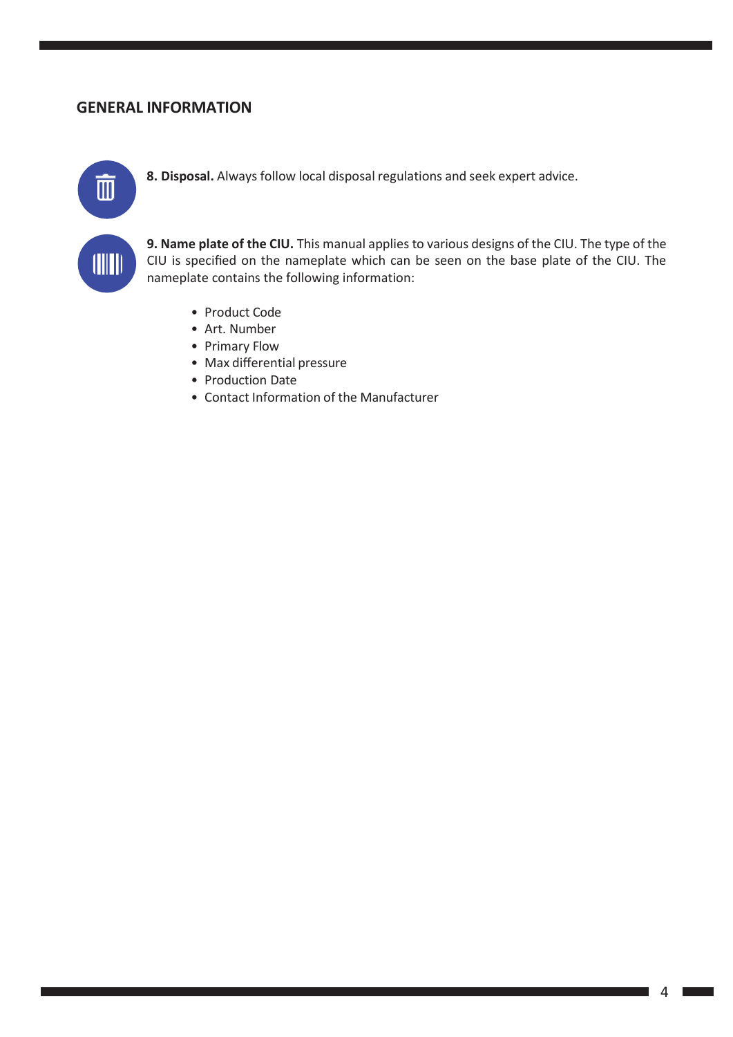## GENERAL INFORMATION

**8. Disposal.** Always follow local disposal regulations and seek expert advice.

**9. Name plate of the CIU.** This manual applies to various designs of the CIU. The type of the CIU is specified on the nameplate which can be seen on the base plate of the CIU. The nameplate contains the following information:

- Product Code
- Art. Number
- Primary Flow
- Max differential pressure
- Production Date
- Contact Information of the Manufacturer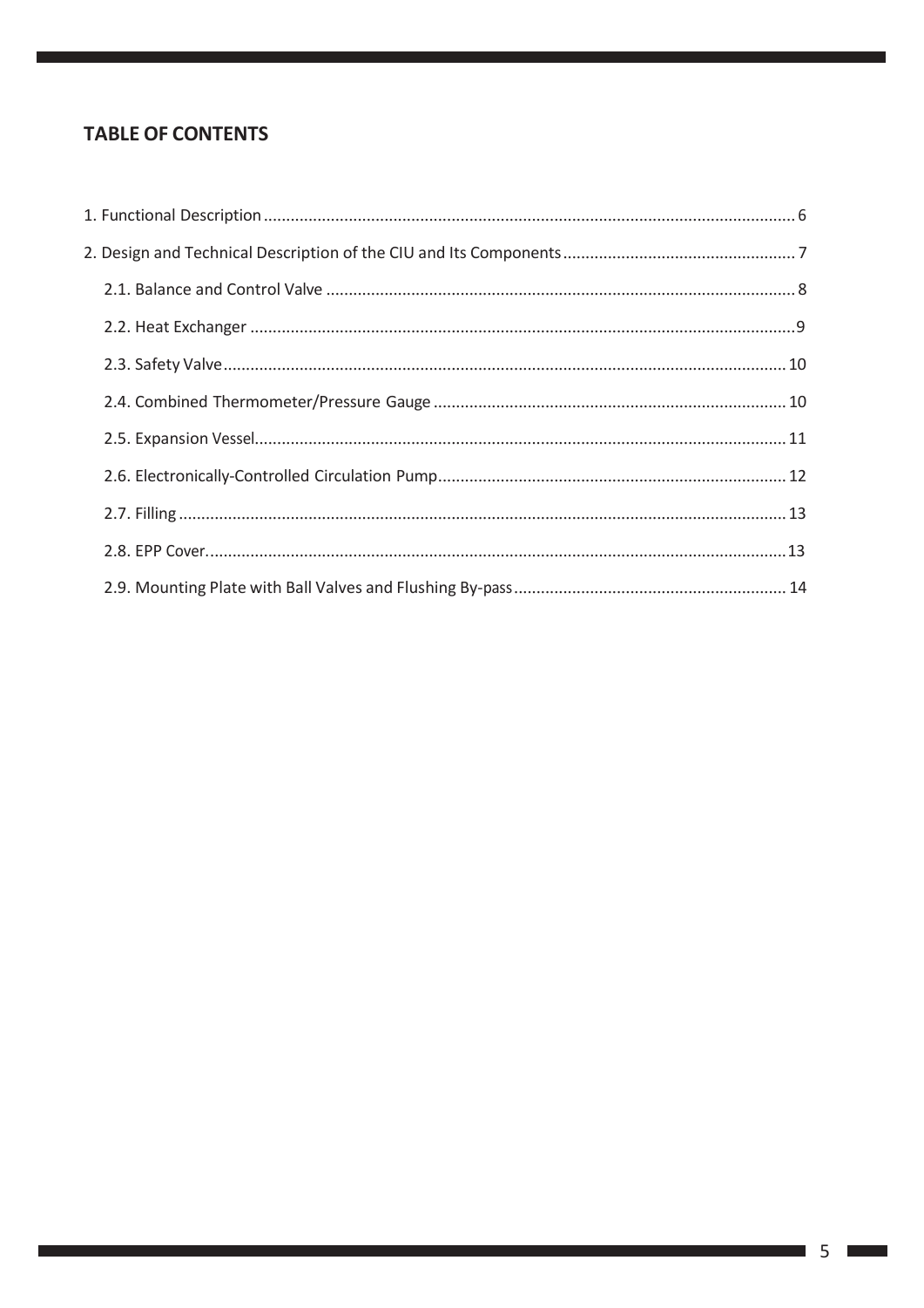## TABLE OF CONTENTS

1. Functional Description ........................................................................................................... 6

2. Design and Technical Description of the CIU and Its Components .................................................... 7

 2.1. Balance and Control Valve ........................................................................................... 8

 2.2. Heat Exchanger ........................................................................................................... 9

 2.3. Safety Valve ............................................................................................................... 10

 2.4. Combined Thermometer/Pressure Gauge ........................................................................ 10

 2.5. Expansion Vessel ........................................................................................................ 11

 2.6. Electronically-Controlled Circulation Pump ..................................................................... 12

 2.7. Filling ........................................................................................................................ 13

 2.8. EPP Cover. .................................................................................................................. 13

 2.9. Mounting Plate with Ball Valves and Flushing By-pass ....................................................... 14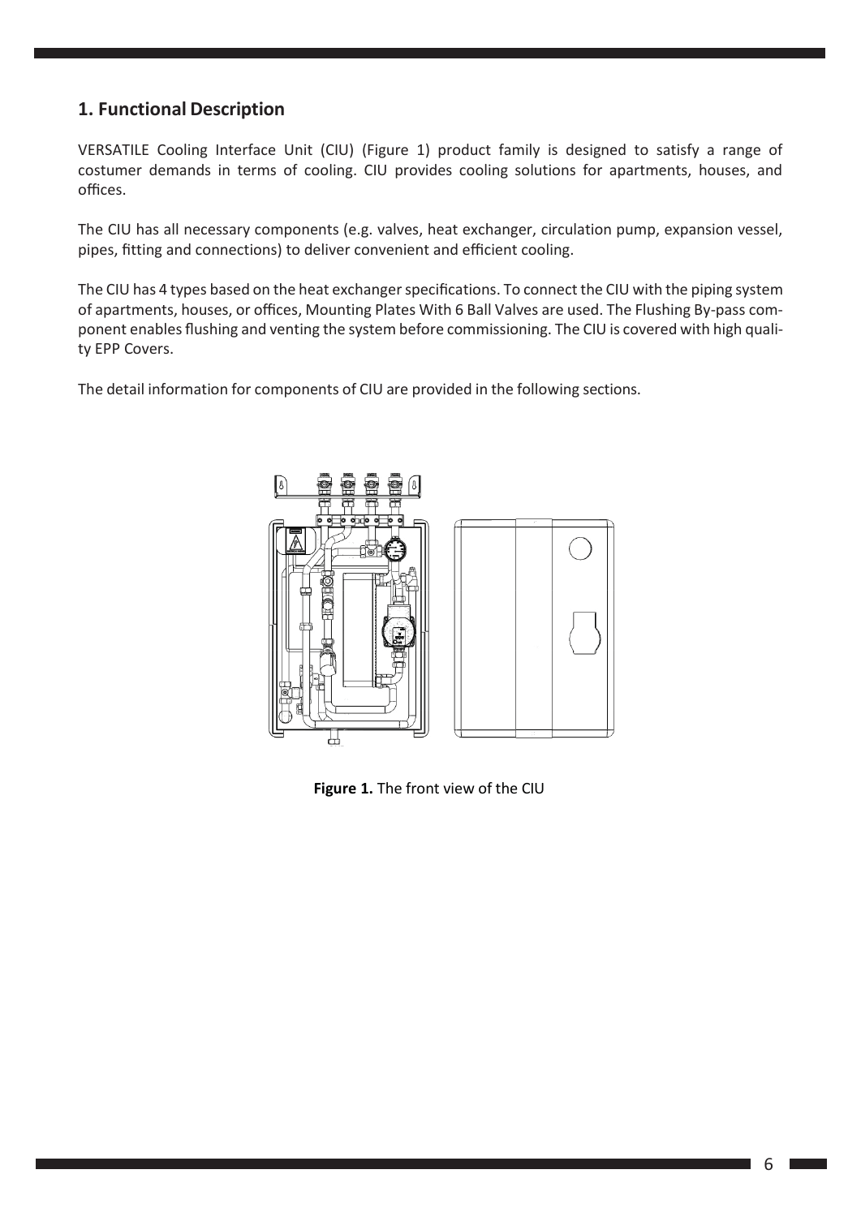## 1. Functional Description

VERSATILE Cooling Interface Unit (CIU) (Figure 1) product family is designed to satisfy a range of costumer demands in terms of cooling. CIU provides cooling solutions for apartments, houses, and offices.

The CIU has all necessary components (e.g. valves, heat exchanger, circulation pump, expansion vessel, pipes, fitting and connections) to deliver convenient and efficient cooling.

The CIU has 4 types based on the heat exchanger specifications. To connect the CIU with the piping system of apartments, houses, or offices, Mounting Plates With 6 Ball Valves are used. The Flushing By-pass component enables flushing and venting the system before commissioning. The CIU is covered with high quality EPP Covers.

The detail information for components of CIU are provided in the following sections.

**Figure 1.** The front view of the CIU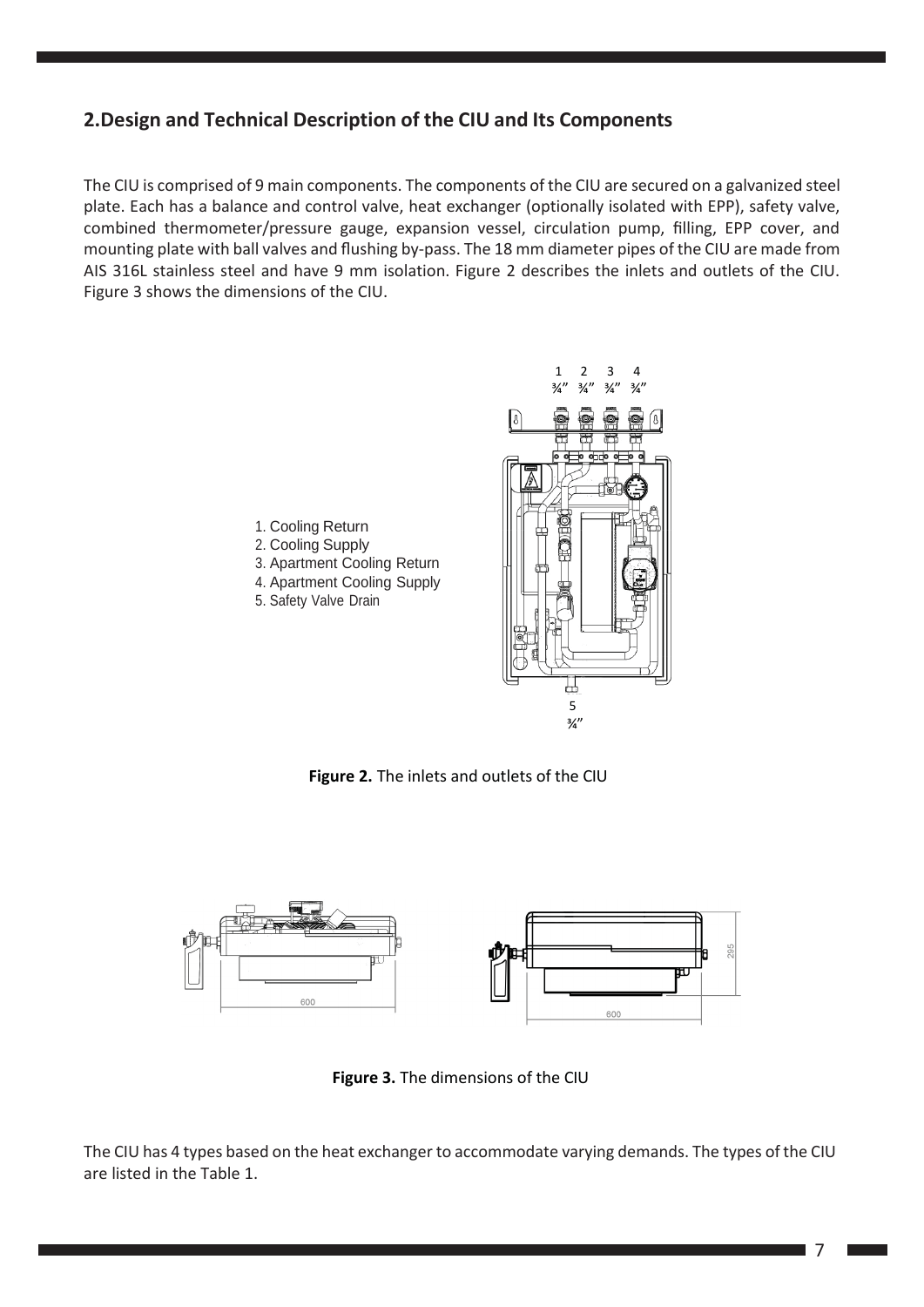## 2.Design and Technical Description of the CIU and Its Components

The CIU is comprised of 9 main components. The components of the CIU are secured on a galvanized steel plate. Each has a balance and control valve, heat exchanger (optionally isolated with EPP), safety valve, combined thermometer/pressure gauge, expansion vessel, circulation pump, filling, EPP cover, and mounting plate with ball valves and flushing by-pass. The 18 mm diameter pipes of the CIU are made from AIS 316L stainless steel and have 9 mm isolation. Figure 2 describes the inlets and outlets of the CIU. Figure 3 shows the dimensions of the CIU.

1. Cooling Return
2. Cooling Supply
3. Apartment Cooling Return
4. Apartment Cooling Supply
5. Safety Valve Drain

**Figure 2.** The inlets and outlets of the CIU

**Figure 3.** The dimensions of the CIU

The CIU has 4 types based on the heat exchanger to accommodate varying demands. The types of the CIU are listed in the Table 1.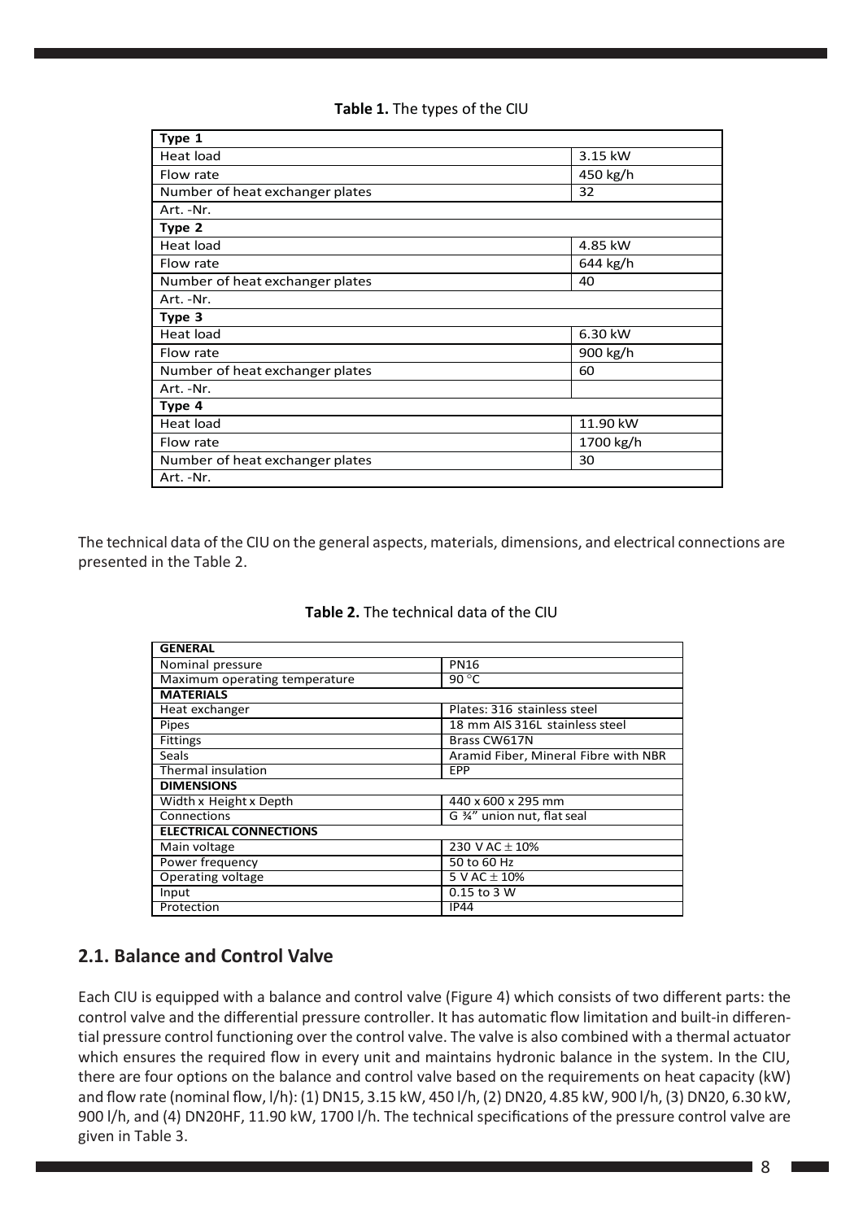**Table 1.** The types of the CIU

| Type 1 | |
|---|---|
| Heat load | 3.15 kW |
| Flow rate | 450 kg/h |
| Number of heat exchanger plates | 32 |
| Art. -Nr. | |
| **Type 2** | |
| Heat load | 4.85 kW |
| Flow rate | 644 kg/h |
| Number of heat exchanger plates | 40 |
| Art. -Nr. | |
| **Type 3** | |
| Heat load | 6.30 kW |
| Flow rate | 900 kg/h |
| Number of heat exchanger plates | 60 |
| Art. -Nr. | |
| **Type 4** | |
| Heat load | 11.90 kW |
| Flow rate | 1700 kg/h |
| Number of heat exchanger plates | 30 |
| Art. -Nr. | |

The technical data of the CIU on the general aspects, materials, dimensions, and electrical connections are presented in the Table 2.

**Table 2.** The technical data of the CIU

| GENERAL | |
|---|---|
| Nominal pressure | PN16 |
| Maximum operating temperature | 90 °C |
| **MATERIALS** | |
| Heat exchanger | Plates: 316 stainless steel |
| Pipes | 18 mm AIS 316L stainless steel |
| Fittings | Brass CW617N |
| Seals | Aramid Fiber, Mineral Fibre with NBR |
| Thermal insulation | EPP |
| **DIMENSIONS** | |
| Width x Height x Depth | 440 x 600 x 295 mm |
| Connections | G ¾" union nut, flat seal |
| **ELECTRICAL CONNECTIONS** | |
| Main voltage | 230 V AC ± 10% |
| Power frequency | 50 to 60 Hz |
| Operating voltage | 5 V AC ± 10% |
| Input | 0.15 to 3 W |
| Protection | IP44 |

## 2.1. Balance and Control Valve

Each CIU is equipped with a balance and control valve (Figure 4) which consists of two different parts: the control valve and the differential pressure controller. It has automatic flow limitation and built-in differential pressure control functioning over the control valve. The valve is also combined with a thermal actuator which ensures the required flow in every unit and maintains hydronic balance in the system. In the CIU, there are four options on the balance and control valve based on the requirements on heat capacity (kW) and flow rate (nominal flow, l/h): (1) DN15, 3.15 kW, 450 l/h, (2) DN20, 4.85 kW, 900 l/h, (3) DN20, 6.30 kW, 900 l/h, and (4) DN20HF, 11.90 kW, 1700 l/h. The technical specifications of the pressure control valve are given in Table 3.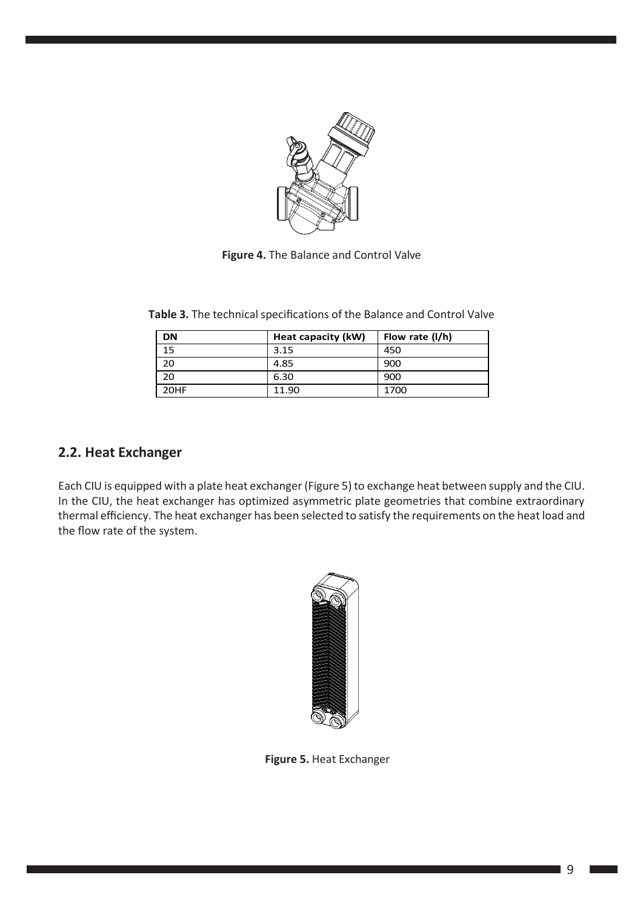Figure 4. The Balance and Control Valve

**Table 3.** The technical specifications of the Balance and Control Valve

| DN | Heat capacity (kW) | Flow rate (l/h) |
| --- | --- | --- |
| 15 | 3.15 | 450 |
| 20 | 4.85 | 900 |
| 20 | 6.30 | 900 |
| 20HF | 11.90 | 1700 |

## 2.2. Heat Exchanger

Each CIU is equipped with a plate heat exchanger (Figure 5) to exchange heat between supply and the CIU. In the CIU, the heat exchanger has optimized asymmetric plate geometries that combine extraordinary thermal efficiency. The heat exchanger has been selected to satisfy the requirements on the heat load and the flow rate of the system.

Figure 5. Heat Exchanger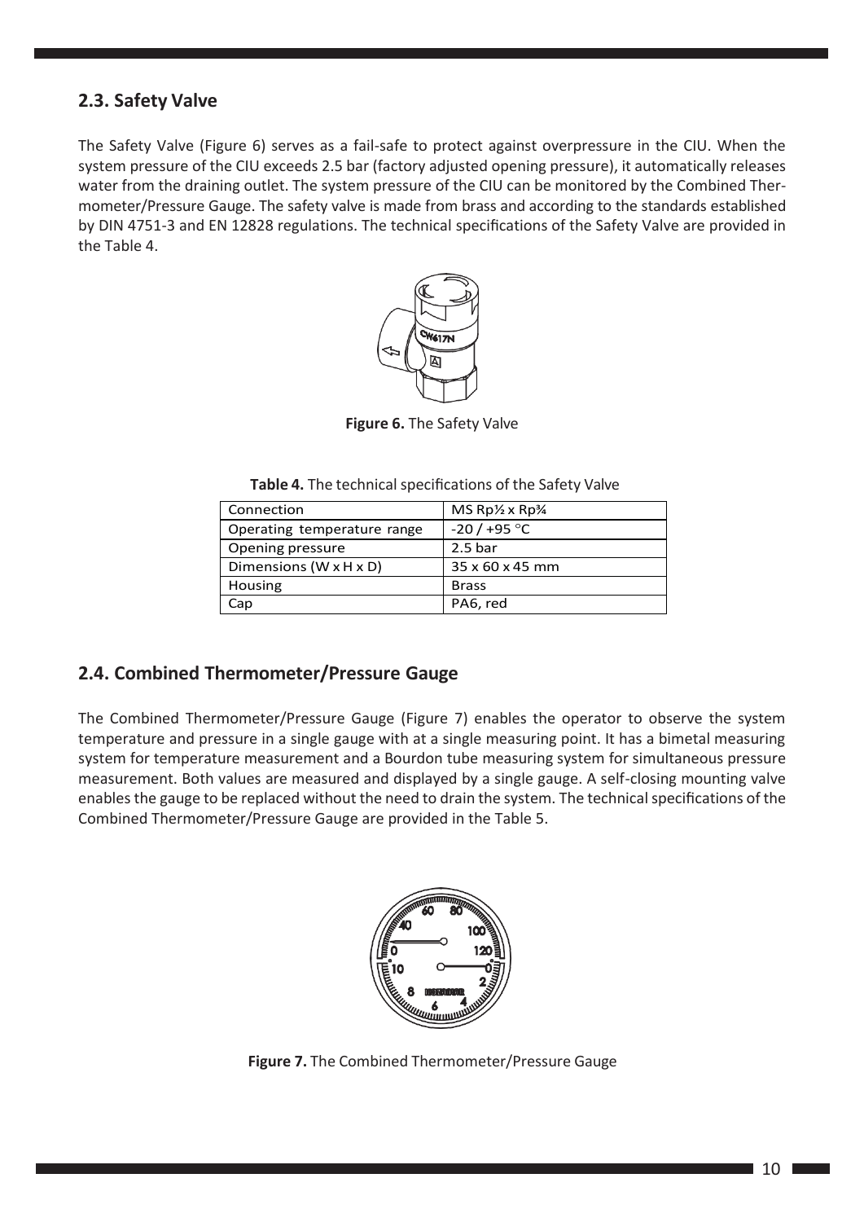## 2.3. Safety Valve

The Safety Valve (Figure 6) serves as a fail-safe to protect against overpressure in the CIU. When the system pressure of the CIU exceeds 2.5 bar (factory adjusted opening pressure), it automatically releases water from the draining outlet. The system pressure of the CIU can be monitored by the Combined Thermometer/Pressure Gauge. The safety valve is made from brass and according to the standards established by DIN 4751-3 and EN 12828 regulations. The technical specifications of the Safety Valve are provided in the Table 4.

**Figure 6.** The Safety Valve

**Table 4.** The technical specifications of the Safety Valve

| Connection | MS Rp½ x Rp¾ |
|---|---|
| Operating temperature range | -20 / +95 °C |
| Opening pressure | 2.5 bar |
| Dimensions (W x H x D) | 35 x 60 x 45 mm |
| Housing | Brass |
| Cap | PA6, red |

## 2.4. Combined Thermometer/Pressure Gauge

The Combined Thermometer/Pressure Gauge (Figure 7) enables the operator to observe the system temperature and pressure in a single gauge with at a single measuring point. It has a bimetal measuring system for temperature measurement and a Bourdon tube measuring system for simultaneous pressure measurement. Both values are measured and displayed by a single gauge. A self-closing mounting valve enables the gauge to be replaced without the need to drain the system. The technical specifications of the Combined Thermometer/Pressure Gauge are provided in the Table 5.

**Figure 7.** The Combined Thermometer/Pressure Gauge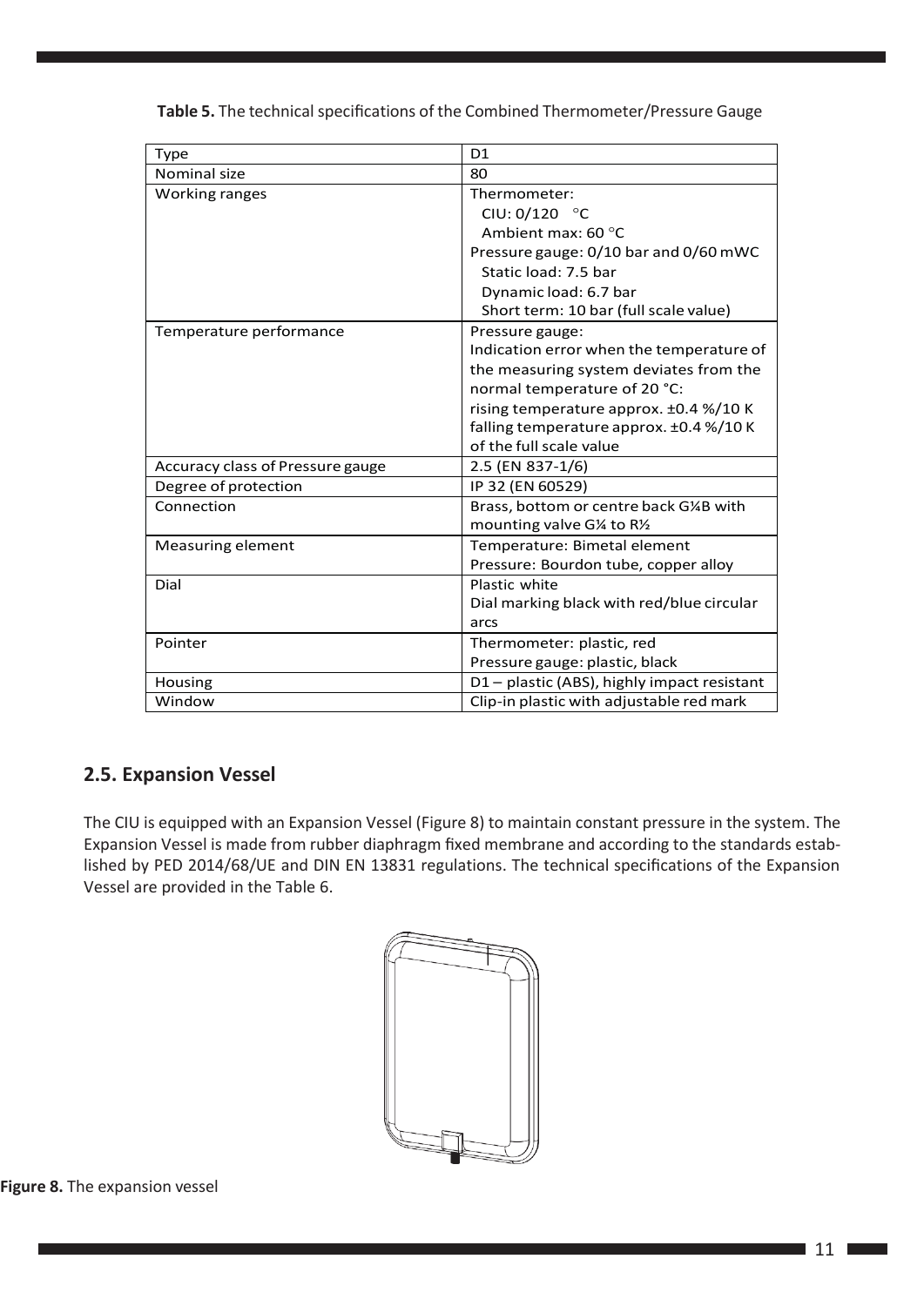**Table 5.** The technical specifications of the Combined Thermometer/Pressure Gauge

| Type | D1 |
|---|---|
| Nominal size | 80 |
| Working ranges | Thermometer:<br>CIU: 0/120 °C<br>Ambient max: 60 °C<br>Pressure gauge: 0/10 bar and 0/60 mWC<br>Static load: 7.5 bar<br>Dynamic load: 6.7 bar<br>Short term: 10 bar (full scale value) |
| Temperature performance | Pressure gauge:<br>Indication error when the temperature of the measuring system deviates from the normal temperature of 20 °C:<br>rising temperature approx. ±0.4 %/10 K<br>falling temperature approx. ±0.4 %/10 K of the full scale value |
| Accuracy class of Pressure gauge | 2.5 (EN 837-1/6) |
| Degree of protection | IP 32 (EN 60529) |
| Connection | Brass, bottom or centre back G¼B with mounting valve G¼ to R½ |
| Measuring element | Temperature: Bimetal element<br>Pressure: Bourdon tube, copper alloy |
| Dial | Plastic white<br>Dial marking black with red/blue circular arcs |
| Pointer | Thermometer: plastic, red<br>Pressure gauge: plastic, black |
| Housing | D1 – plastic (ABS), highly impact resistant |
| Window | Clip-in plastic with adjustable red mark |

## 2.5. Expansion Vessel

The CIU is equipped with an Expansion Vessel (Figure 8) to maintain constant pressure in the system. The Expansion Vessel is made from rubber diaphragm fixed membrane and according to the standards established by PED 2014/68/UE and DIN EN 13831 regulations. The technical specifications of the Expansion Vessel are provided in the Table 6.

**Figure 8.** The expansion vessel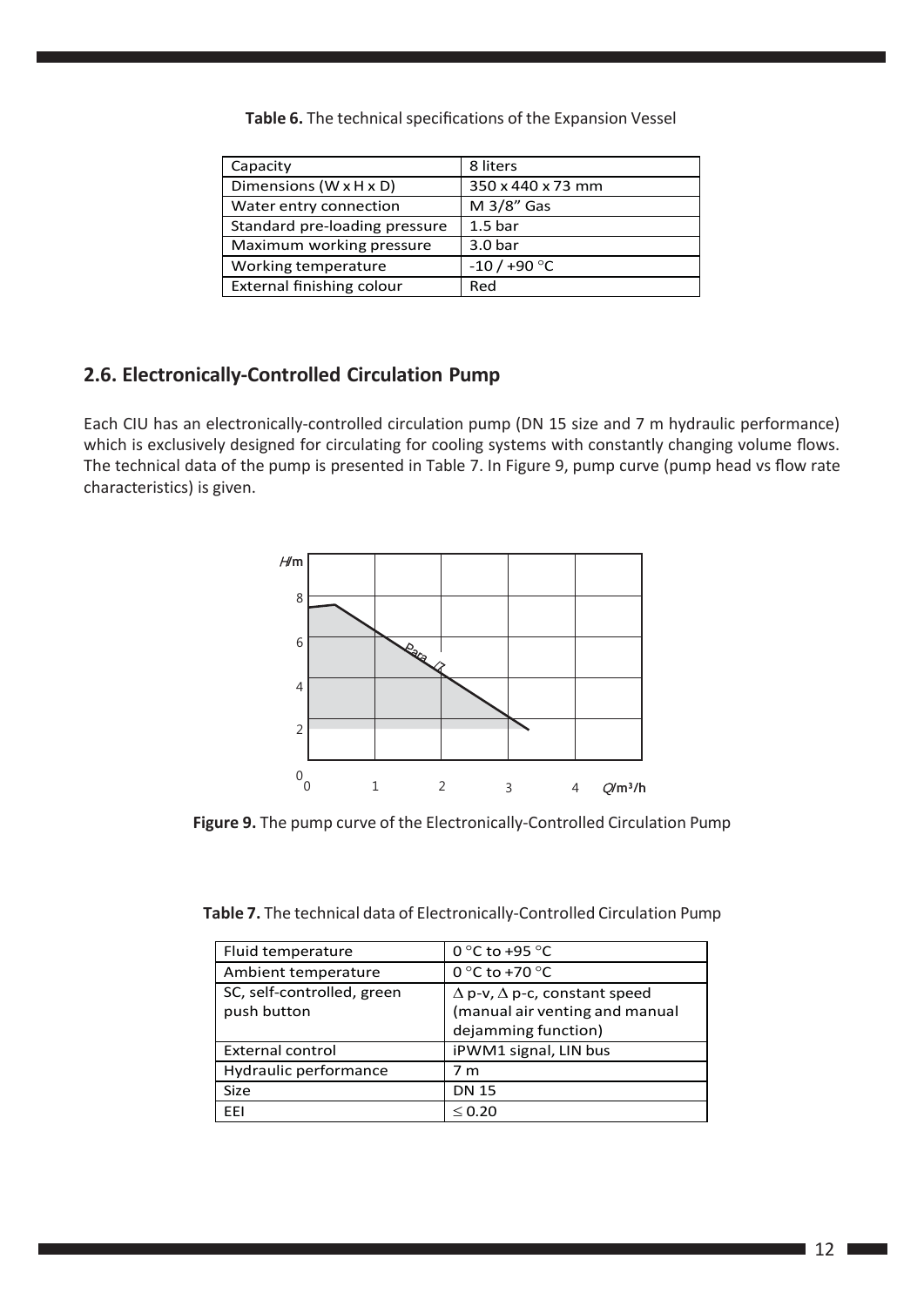**Table 6.** The technical specifications of the Expansion Vessel

| Capacity | 8 liters |
|---|---|
| Dimensions (W x H x D) | 350 x 440 x 73 mm |
| Water entry connection | M 3/8" Gas |
| Standard pre-loading pressure | 1.5 bar |
| Maximum working pressure | 3.0 bar |
| Working temperature | -10 / +90 °C |
| External finishing colour | Red |

## 2.6. Electronically-Controlled Circulation Pump

Each CIU has an electronically-controlled circulation pump (DN 15 size and 7 m hydraulic performance) which is exclusively designed for circulating for cooling systems with constantly changing volume flows. The technical data of the pump is presented in Table 7. In Figure 9, pump curve (pump head vs flow rate characteristics) is given.

**Figure 9.** The pump curve of the Electronically-Controlled Circulation Pump

**Table 7.** The technical data of Electronically-Controlled Circulation Pump

| Fluid temperature | 0 °C to +95 °C |
|---|---|
| Ambient temperature | 0 °C to +70 °C |
| SC, self-controlled, green push button | $\Delta$ p-v, $\Delta$ p-c, constant speed (manual air venting and manual dejamming function) |
| External control | iPWM1 signal, LIN bus |
| Hydraulic performance | 7 m |
| Size | DN 15 |
| EEI | $\leq$ 0.20 |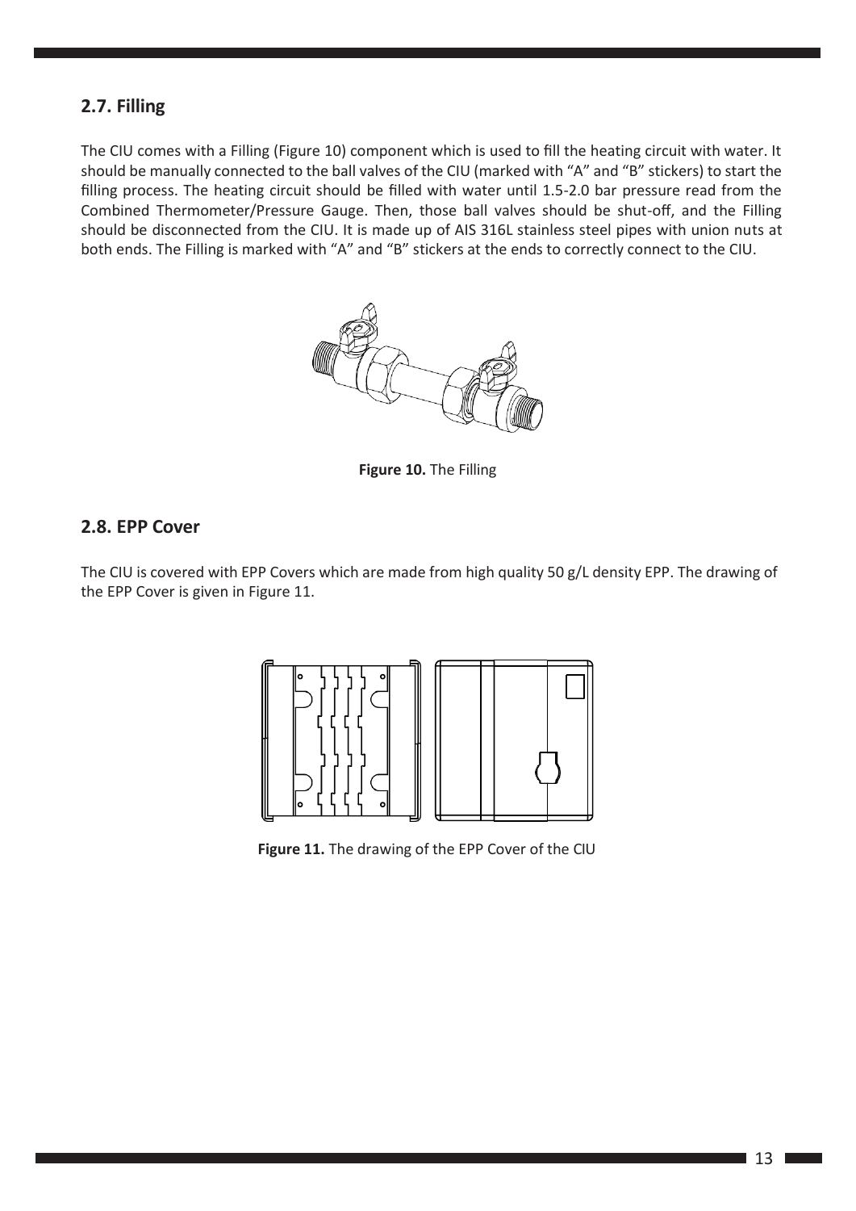## 2.7. Filling

The CIU comes with a Filling (Figure 10) component which is used to fill the heating circuit with water. It should be manually connected to the ball valves of the CIU (marked with "A" and "B" stickers) to start the filling process. The heating circuit should be filled with water until 1.5-2.0 bar pressure read from the Combined Thermometer/Pressure Gauge. Then, those ball valves should be shut-off, and the Filling should be disconnected from the CIU. It is made up of AIS 316L stainless steel pipes with union nuts at both ends. The Filling is marked with "A" and "B" stickers at the ends to correctly connect to the CIU.

**Figure 10.** The Filling

## 2.8. EPP Cover

The CIU is covered with EPP Covers which are made from high quality 50 g/L density EPP. The drawing of the EPP Cover is given in Figure 11.

**Figure 11.** The drawing of the EPP Cover of the CIU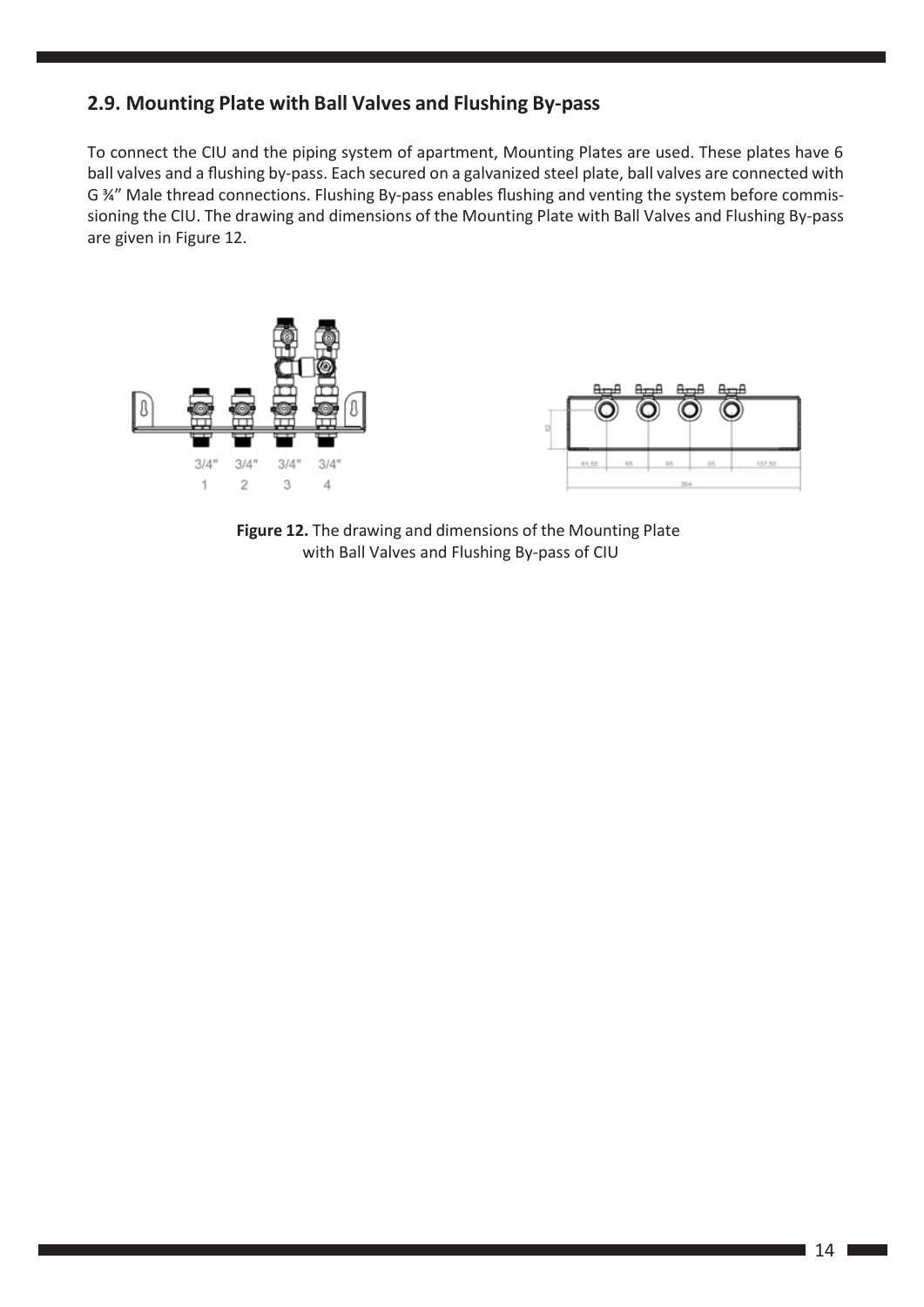## 2.9. Mounting Plate with Ball Valves and Flushing By-pass

To connect the CIU and the piping system of apartment, Mounting Plates are used. These plates have 6 ball valves and a flushing by-pass. Each secured on a galvanized steel plate, ball valves are connected with G ¾" Male thread connections. Flushing By-pass enables flushing and venting the system before commissioning the CIU. The drawing and dimensions of the Mounting Plate with Ball Valves and Flushing By-pass are given in Figure 12.

3/4" 3/4" 3/4" 3/4"

1 2 3 4

62

61,50 65 65 65 107,50

364

**Figure 12.** The drawing and dimensions of the Mounting Plate with Ball Valves and Flushing By-pass of CIU